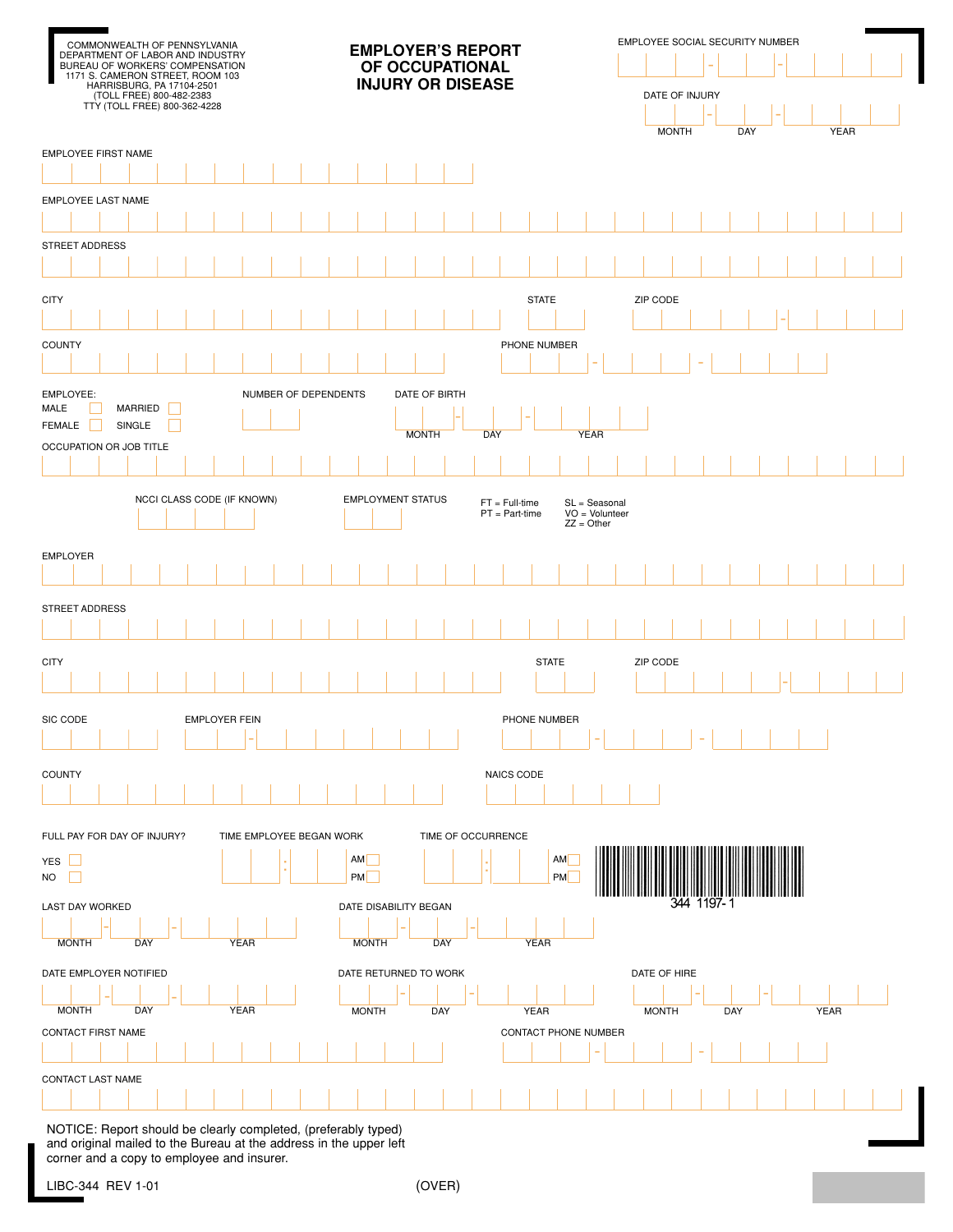COMMONWEALTH OF PENNSYLVANIA
DEPARTMENT OF LABOR AND INDUSTRY
BUREAU OF WORKERS' COMPENSATION
1171 S. CAMERON STREET, ROOM 103
HARRISBURG, PA 17104-2501
(TOLL FREE) 800-482-2383
TTY (TOLL FREE) 800-362-4228

# EMPLOYER'S REPORT OF OCCUPATIONAL INJURY OR DISEASE

EMPLOYEE SOCIAL SECURITY NUMBER

DATE OF INJURY
MONTH DAY YEAR

EMPLOYEE FIRST NAME

EMPLOYEE LAST NAME

STREET ADDRESS

CITY STATE ZIP CODE

COUNTY PHONE NUMBER

EMPLOYEE:
MALE ☐ MARRIED ☐
FEMALE ☐ SINGLE ☐

NUMBER OF DEPENDENTS

DATE OF BIRTH
MONTH DAY YEAR

OCCUPATION OR JOB TITLE

NCCI CLASS CODE (IF KNOWN)

EMPLOYMENT STATUS
FT = Full-time
PT = Part-time
SL = Seasonal
VO = Volunteer
ZZ = Other

EMPLOYER

STREET ADDRESS

CITY STATE ZIP CODE

SIC CODE EMPLOYER FEIN PHONE NUMBER

COUNTY NAICS CODE

FULL PAY FOR DAY OF INJURY?
YES ☐
NO ☐

TIME EMPLOYEE BEGAN WORK
AM ☐
PM ☐

TIME OF OCCURRENCE
AM ☐
PM ☐

344 1197-1

LAST DAY WORKED
MONTH DAY YEAR

DATE DISABILITY BEGAN
MONTH DAY YEAR

DATE EMPLOYER NOTIFIED
MONTH DAY YEAR

DATE RETURNED TO WORK
MONTH DAY YEAR

DATE OF HIRE
MONTH DAY YEAR

CONTACT FIRST NAME CONTACT PHONE NUMBER

CONTACT LAST NAME

NOTICE: Report should be clearly completed, (preferably typed) and original mailed to the Bureau at the address in the upper left corner and a copy to employee and insurer.

LIBC-344 REV 1-01

(OVER)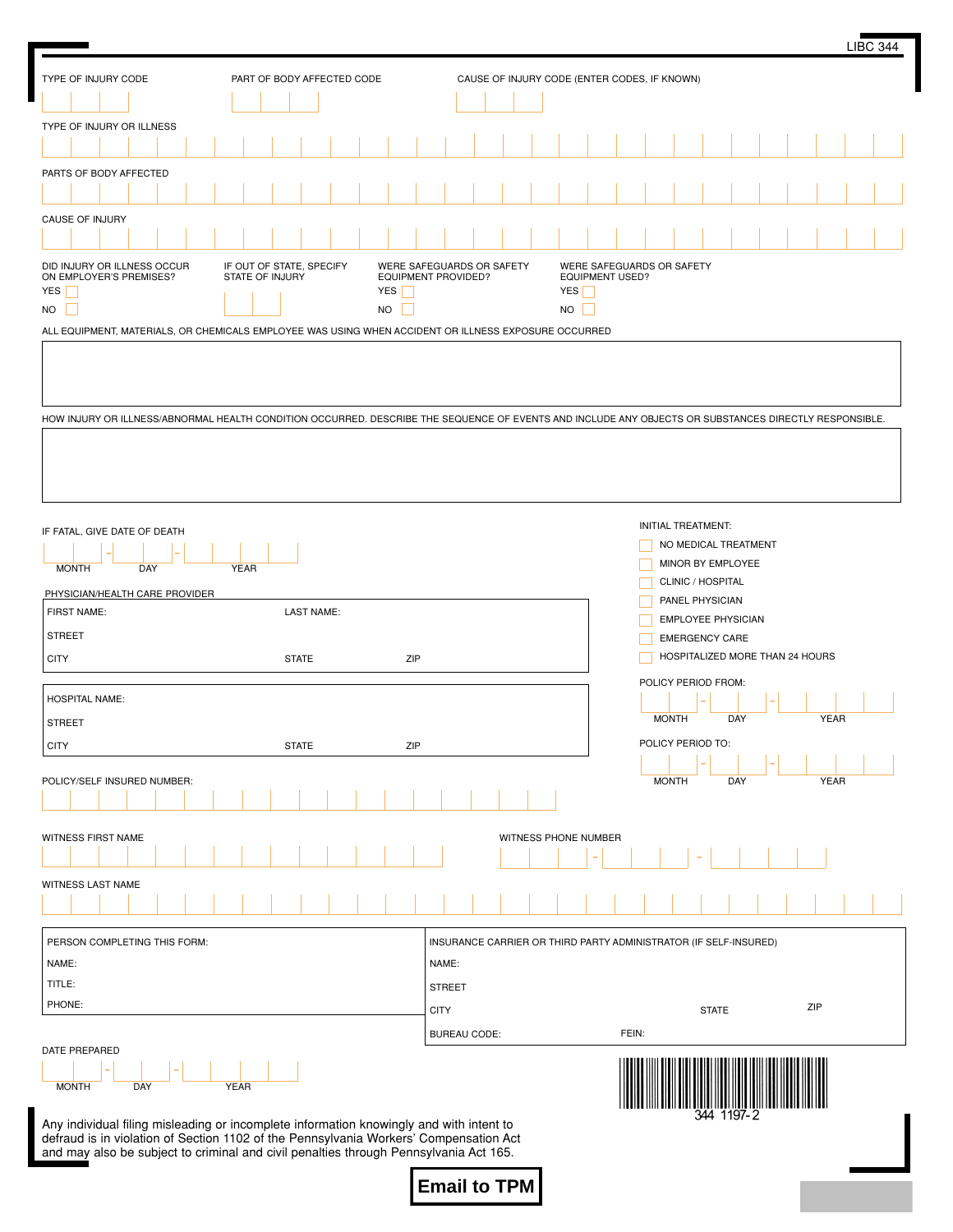LIBC 344

TYPE OF INJURY CODE

PART OF BODY AFFECTED CODE

CAUSE OF INJURY CODE (ENTER CODES, IF KNOWN)

TYPE OF INJURY OR ILLNESS

PARTS OF BODY AFFECTED

CAUSE OF INJURY

DID INJURY OR ILLNESS OCCUR ON EMPLOYER'S PREMISES?
YES
NO

IF OUT OF STATE, SPECIFY STATE OF INJURY

WERE SAFEGUARDS OR SAFETY EQUIPMENT PROVIDED?
YES
NO

WERE SAFEGUARDS OR SAFETY EQUIPMENT USED?
YES
NO

ALL EQUIPMENT, MATERIALS, OR CHEMICALS EMPLOYEE WAS USING WHEN ACCIDENT OR ILLNESS EXPOSURE OCCURRED

HOW INJURY OR ILLNESS/ABNORMAL HEALTH CONDITION OCCURRED. DESCRIBE THE SEQUENCE OF EVENTS AND INCLUDE ANY OBJECTS OR SUBSTANCES DIRECTLY RESPONSIBLE.

IF FATAL, GIVE DATE OF DEATH

MONTH - DAY - YEAR

INITIAL TREATMENT:
- NO MEDICAL TREATMENT
- MINOR BY EMPLOYEE
- CLINIC / HOSPITAL
- PANEL PHYSICIAN
- EMPLOYEE PHYSICIAN
- EMERGENCY CARE
- HOSPITALIZED MORE THAN 24 HOURS

PHYSICIAN/HEALTH CARE PROVIDER

FIRST NAME: LAST NAME:

STREET

CITY STATE ZIP

HOSPITAL NAME:

STREET

CITY STATE ZIP

POLICY PERIOD FROM:

MONTH - DAY - YEAR

POLICY PERIOD TO:

MONTH - DAY - YEAR

POLICY/SELF INSURED NUMBER:

WITNESS FIRST NAME

WITNESS PHONE NUMBER

WITNESS LAST NAME

PERSON COMPLETING THIS FORM:

NAME:

TITLE:

PHONE:

INSURANCE CARRIER OR THIRD PARTY ADMINISTRATOR (IF SELF-INSURED)

NAME:

STREET

CITY STATE ZIP

BUREAU CODE: FEIN:

DATE PREPARED

MONTH - DAY - YEAR

344 1197-2

Any individual filing misleading or incomplete information knowingly and with intent to defraud is in violation of Section 1102 of the Pennsylvania Workers' Compensation Act and may also be subject to criminal and civil penalties through Pennsylvania Act 165.

**Email to TPM**